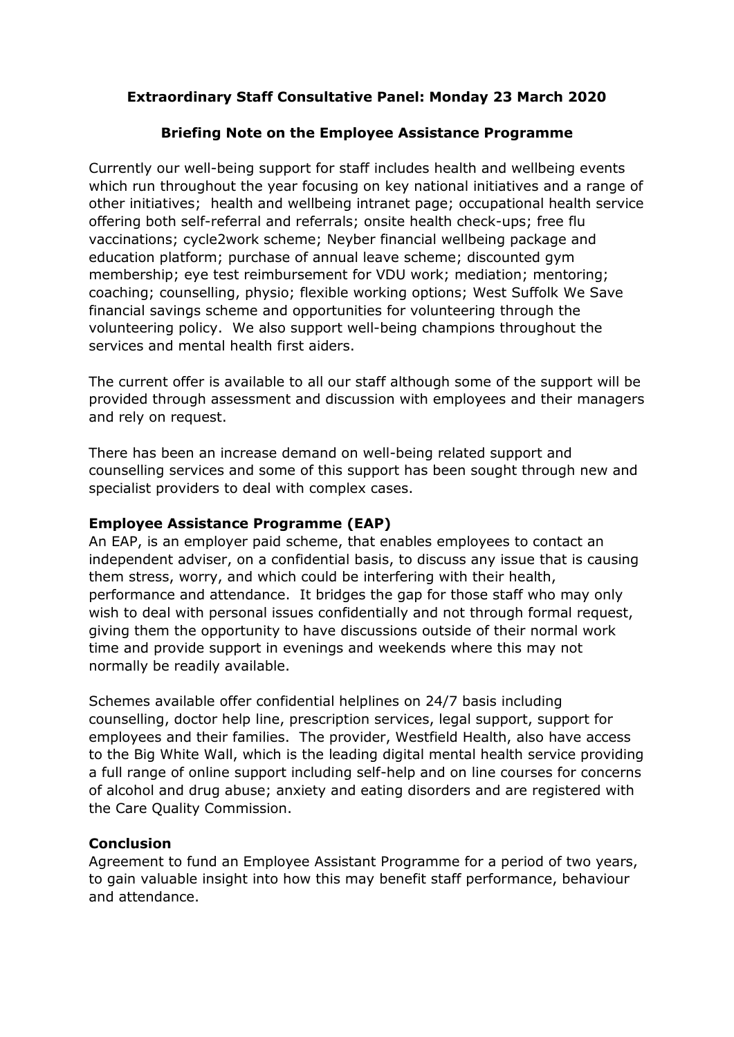**Extraordinary Staff Consultative Panel: Monday 23 March 2020**

**Briefing Note on the Employee Assistance Programme**

Currently our well-being support for staff includes health and wellbeing events which run throughout the year focusing on key national initiatives and a range of other initiatives;  health and wellbeing intranet page; occupational health service offering both self-referral and referrals; onsite health check-ups; free flu vaccinations; cycle2work scheme; Neyber financial wellbeing package and education platform; purchase of annual leave scheme; discounted gym membership; eye test reimbursement for VDU work; mediation; mentoring; coaching; counselling, physio; flexible working options; West Suffolk We Save financial savings scheme and opportunities for volunteering through the volunteering policy.  We also support well-being champions throughout the services and mental health first aiders.

The current offer is available to all our staff although some of the support will be provided through assessment and discussion with employees and their managers and rely on request.

There has been an increase demand on well-being related support and counselling services and some of this support has been sought through new and specialist providers to deal with complex cases.

**Employee Assistance Programme (EAP)**

An EAP, is an employer paid scheme, that enables employees to contact an independent adviser, on a confidential basis, to discuss any issue that is causing them stress, worry, and which could be interfering with their health, performance and attendance.  It bridges the gap for those staff who may only wish to deal with personal issues confidentially and not through formal request, giving them the opportunity to have discussions outside of their normal work time and provide support in evenings and weekends where this may not normally be readily available.

Schemes available offer confidential helplines on 24/7 basis including counselling, doctor help line, prescription services, legal support, support for employees and their families.  The provider, Westfield Health, also have access to the Big White Wall, which is the leading digital mental health service providing a full range of online support including self-help and on line courses for concerns of alcohol and drug abuse; anxiety and eating disorders and are registered with the Care Quality Commission.

**Conclusion**

Agreement to fund an Employee Assistant Programme for a period of two years, to gain valuable insight into how this may benefit staff performance, behaviour and attendance.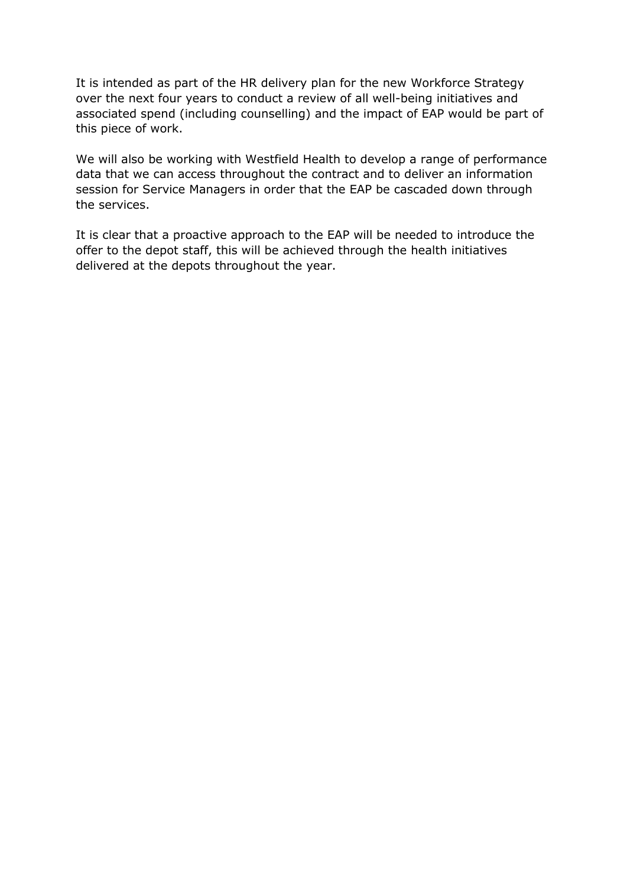It is intended as part of the HR delivery plan for the new Workforce Strategy over the next four years to conduct a review of all well-being initiatives and associated spend (including counselling) and the impact of EAP would be part of this piece of work.

We will also be working with Westfield Health to develop a range of performance data that we can access throughout the contract and to deliver an information session for Service Managers in order that the EAP be cascaded down through the services.

It is clear that a proactive approach to the EAP will be needed to introduce the offer to the depot staff, this will be achieved through the health initiatives delivered at the depots throughout the year.